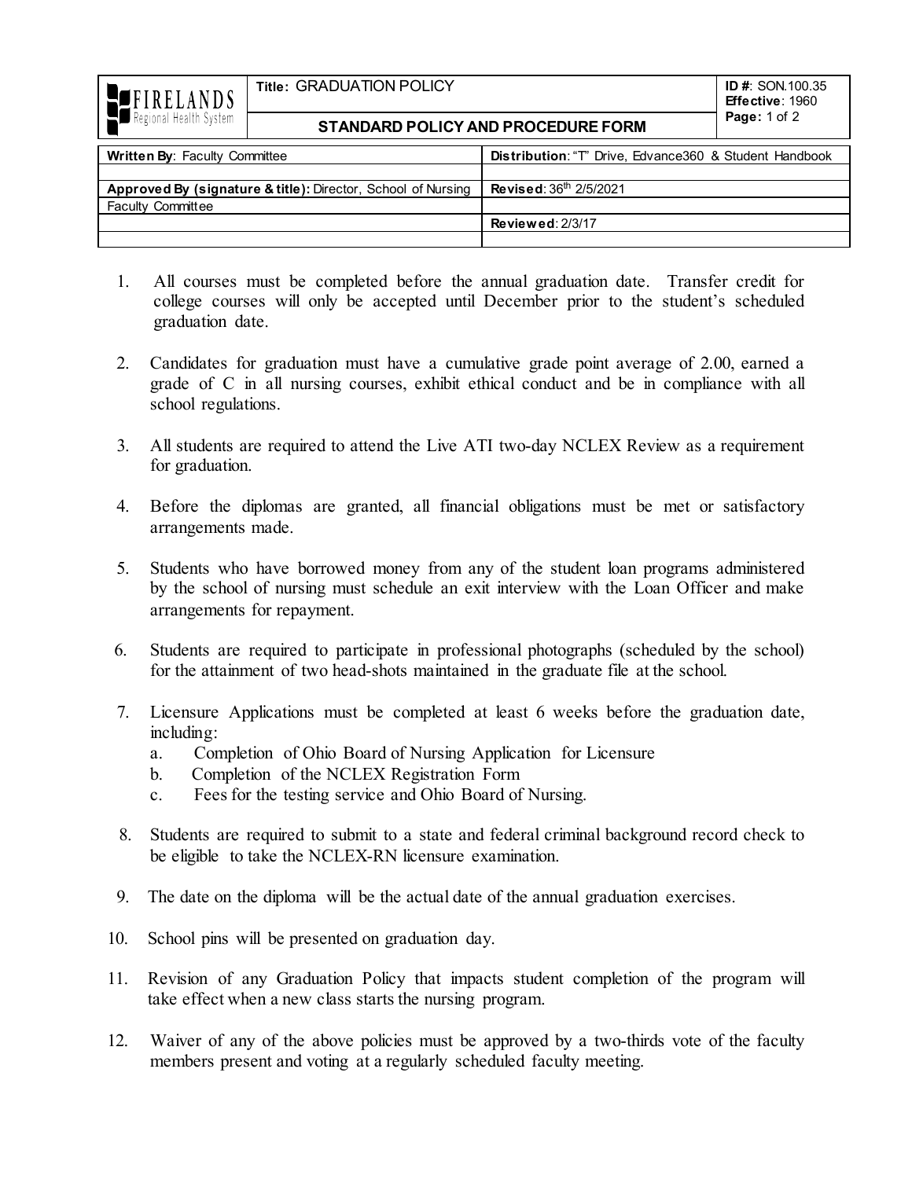| FIRELANDS Regional Health System | Title: GRADUATION POLICY | ID #: SON.100.35 Effective: 1960 Page: 1 of 2 |
|---|---|---|
| | STANDARD POLICY AND PROCEDURE FORM | |

| | |
|---|---|
| **Written By**: Faculty Committee | **Distribution**: "T" Drive, Edvance360 & Student Handbook |
| | |
| **Approved By (signature & title):** Director, School of Nursing | **Revised**: 36th 2/5/2021 |
| Faculty Committee | |
| | **Reviewed**: 2/3/17 |
| | |

1. All courses must be completed before the annual graduation date. Transfer credit for college courses will only be accepted until December prior to the student's scheduled graduation date.

2. Candidates for graduation must have a cumulative grade point average of 2.00, earned a grade of C in all nursing courses, exhibit ethical conduct and be in compliance with all school regulations.

3. All students are required to attend the Live ATI two-day NCLEX Review as a requirement for graduation.

4. Before the diplomas are granted, all financial obligations must be met or satisfactory arrangements made.

5. Students who have borrowed money from any of the student loan programs administered by the school of nursing must schedule an exit interview with the Loan Officer and make arrangements for repayment.

6. Students are required to participate in professional photographs (scheduled by the school) for the attainment of two head-shots maintained in the graduate file at the school.

7. Licensure Applications must be completed at least 6 weeks before the graduation date, including:
   a. Completion of Ohio Board of Nursing Application for Licensure
   b. Completion of the NCLEX Registration Form
   c. Fees for the testing service and Ohio Board of Nursing.

8. Students are required to submit to a state and federal criminal background record check to be eligible to take the NCLEX-RN licensure examination.

9. The date on the diploma will be the actual date of the annual graduation exercises.

10. School pins will be presented on graduation day.

11. Revision of any Graduation Policy that impacts student completion of the program will take effect when a new class starts the nursing program.

12. Waiver of any of the above policies must be approved by a two-thirds vote of the faculty members present and voting at a regularly scheduled faculty meeting.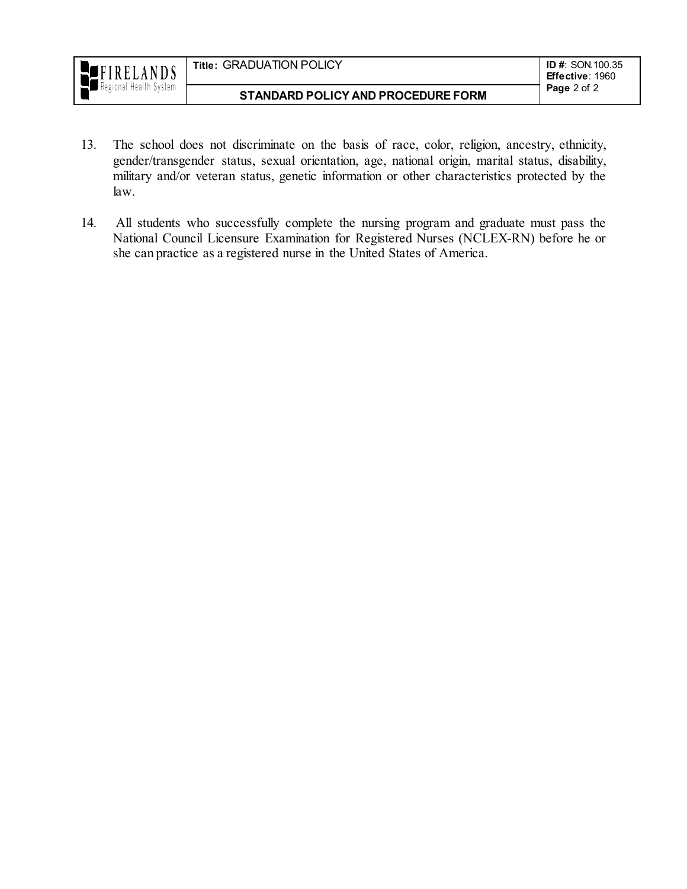13. The school does not discriminate on the basis of race, color, religion, ancestry, ethnicity, gender/transgender status, sexual orientation, age, national origin, marital status, disability, military and/or veteran status, genetic information or other characteristics protected by the law.

14. All students who successfully complete the nursing program and graduate must pass the National Council Licensure Examination for Registered Nurses (NCLEX-RN) before he or she can practice as a registered nurse in the United States of America.